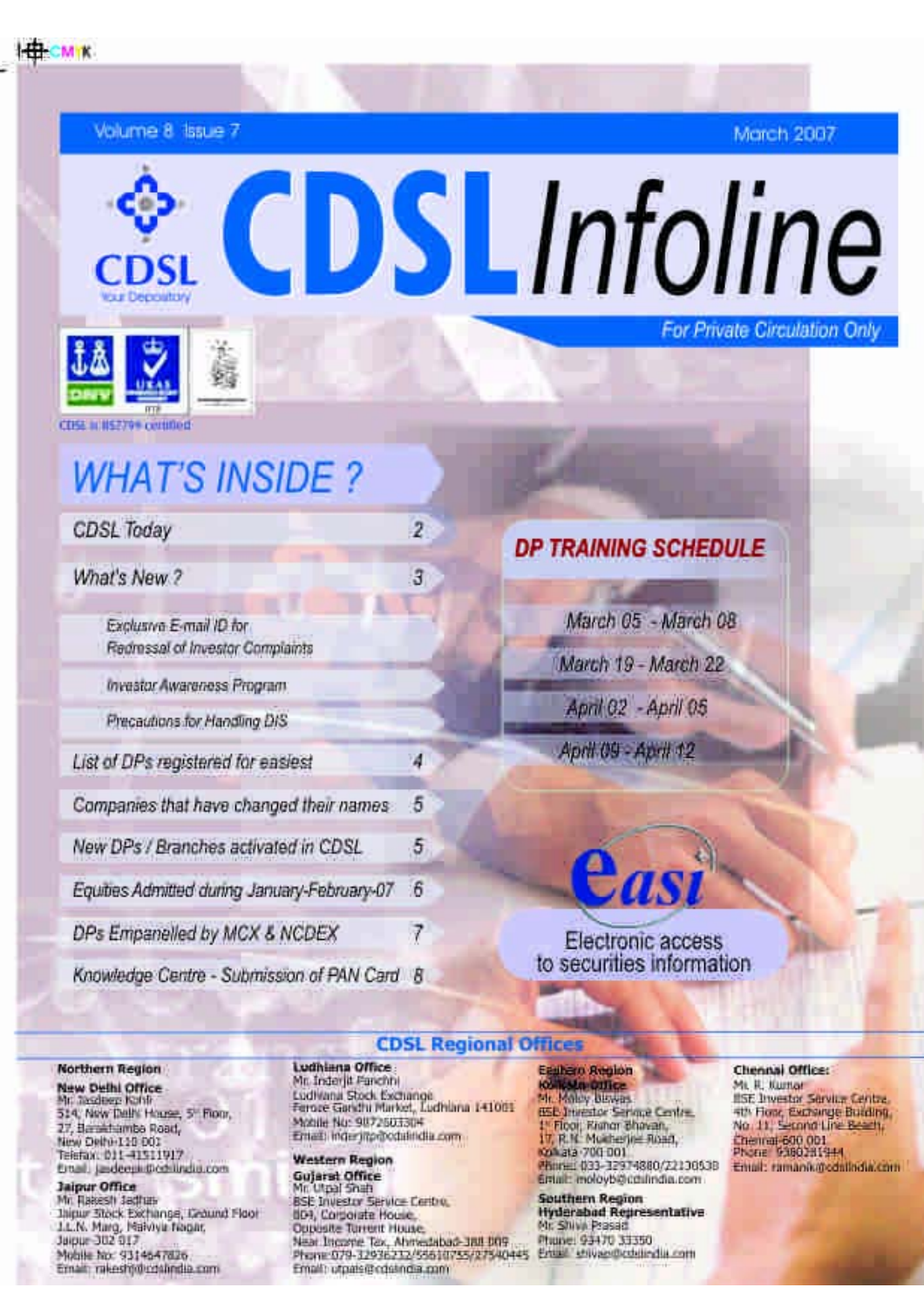Volume 8 Issue 7 March 2007

# CDSL Infoline

CDSL
Your Depository

*For Private Circulation Only*

CDSL is BS7799 certified

## WHAT'S INSIDE ?

| | |
|---|---|
| CDSL Today | 2 |
| What's New ? | 3 |
| Exclusive E-mail ID for Redressal of Investor Complaints | |
| Investor Awareness Program | |
| Precautions for Handling DIS | |
| List of DPs registered for easiest | 4 |
| Companies that have changed their names | 5 |
| New DPs / Branches activated in CDSL | 5 |
| Equities Admitted during January-February-07 | 6 |
| DPs Empanelled by MCX & NCDEX | 7 |
| Knowledge Centre - Submission of PAN Card | 8 |

## DP TRAINING SCHEDULE

- March 05 - March 08
- March 19 - March 22
- April 02 - April 05
- April 09 - April 12

**easi**
Electronic access to securities information

## CDSL Regional Offices

**Northern Region**

**New Delhi Office**
Mr. Jasdeep Kohli
514, New Delhi House, 5th Floor,
27, Barakhamba Road,
New Delhi-110 001
Telefax: 011-41511917
Email: jasdeepk@cdslindia.com

**Jaipur Office**
Mr. Rakesh Jadhav
Jaipur Stock Exchange, Ground Floor
J.L.N. Marg, Malviya Nagar,
Jaipur-302 017
Mobile No: 9314647826
Email: rakeshj@cdslindia.com

**Ludhiana Office**
Mr. Inderjit Panchhi
Ludhiana Stock Exchange
Feroze Gandhi Market, Ludhiana 141001
Mobile No: 9872503304
Email: inderjitp@cdslindia.com

**Western Region**

**Gujarat Office**
Mr. Utpal Shah
BSE Investor Service Centre,
804, Corporate House,
Opposite Torrent House,
Near Income Tax, Ahmedabad-380 009
Phone: 079-32936232/55610755/27540445
Email: utpals@cdslindia.com

**Eastern Region**

**Kolkata Office**
Mr. Moloy Biswas
BSE Investor Service Centre,
1st Floor, Kishor Bhavan,
17, R.N. Mukherjee Road,
Kolkata-700 001
Phone: 033-32974880/22130530
Email: moloyb@cdslindia.com

**Southern Region**

**Hyderabad Representative**
Mr. Shiva Prasad
Phone: 93470 33350
Email: shivap@cdslindia.com

**Chennai Office:**
Mr. R. Kumar
BSE Investor Service Centre,
4th Floor, Exchange Building,
No. 11, Second Line Beach,
Chennai-600 001
Phone: 9380281944
Email: ramanik@cdslindia.com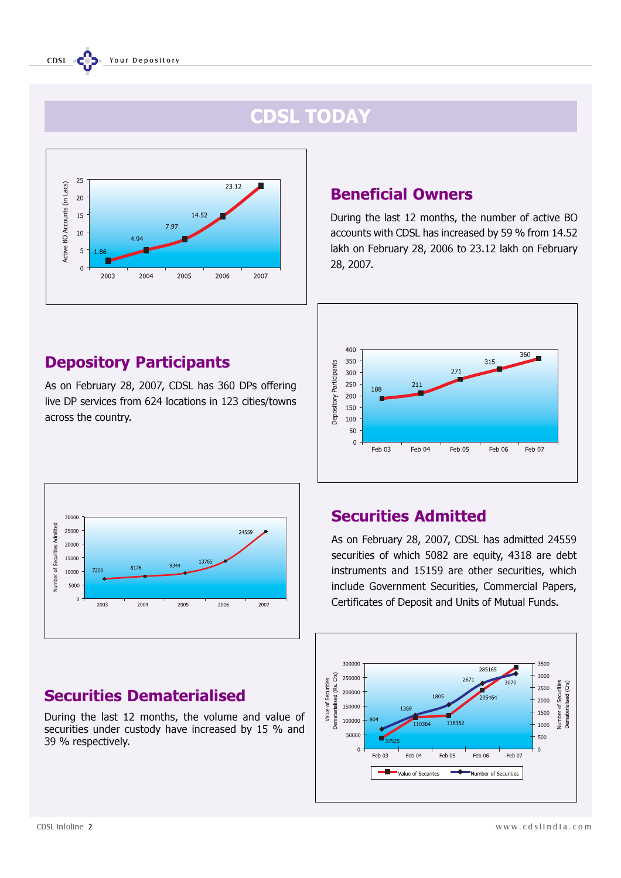# CDSL TODAY

## Beneficial Owners

During the last 12 months, the number of active BO accounts with CDSL has increased by 59 % from 14.52 lakh on February 28, 2006 to 23.12 lakh on February 28, 2007.

| Year | Active BO Accounts (in Lacs) |
|---|---|
| 2003 | 1.86 |
| 2004 | 4.94 |
| 2005 | 7.97 |
| 2006 | 14.52 |
| 2007 | 23.12 |

## Depository Participants

As on February 28, 2007, CDSL has 360 DPs offering live DP services from 624 locations in 123 cities/towns across the country.

| Period | Depository Participants |
|---|---|
| Feb 03 | 188 |
| Feb 04 | 211 |
| Feb 05 | 271 |
| Feb 06 | 315 |
| Feb 07 | 360 |

## Securities Admitted

As on February 28, 2007, CDSL has admitted 24559 securities of which 5082 are equity, 4318 are debt instruments and 15159 are other securities, which include Government Securities, Commercial Papers, Certificates of Deposit and Units of Mutual Funds.

| Year | Number of Securities Admitted |
|---|---|
| 2003 | 7200 |
| 2004 | 8176 |
| 2005 | 9344 |
| 2006 | 13765 |
| 2007 | 24559 |

## Securities Dematerialised

During the last 12 months, the volume and value of securities under custody have increased by 15 % and 39 % respectively.

| Period | Value of Securities Dematerialised (Rs. Crs) | Number of Securities Dematerialised (Crs) |
|---|---|---|
| Feb 03 | 37525 | 804 |
| Feb 04 | 110364 | 1369 |
| Feb 05 | 116362 | 1805 |
| Feb 06 | 205464 | 2671 |
| Feb 07 | 285165 | 3070 |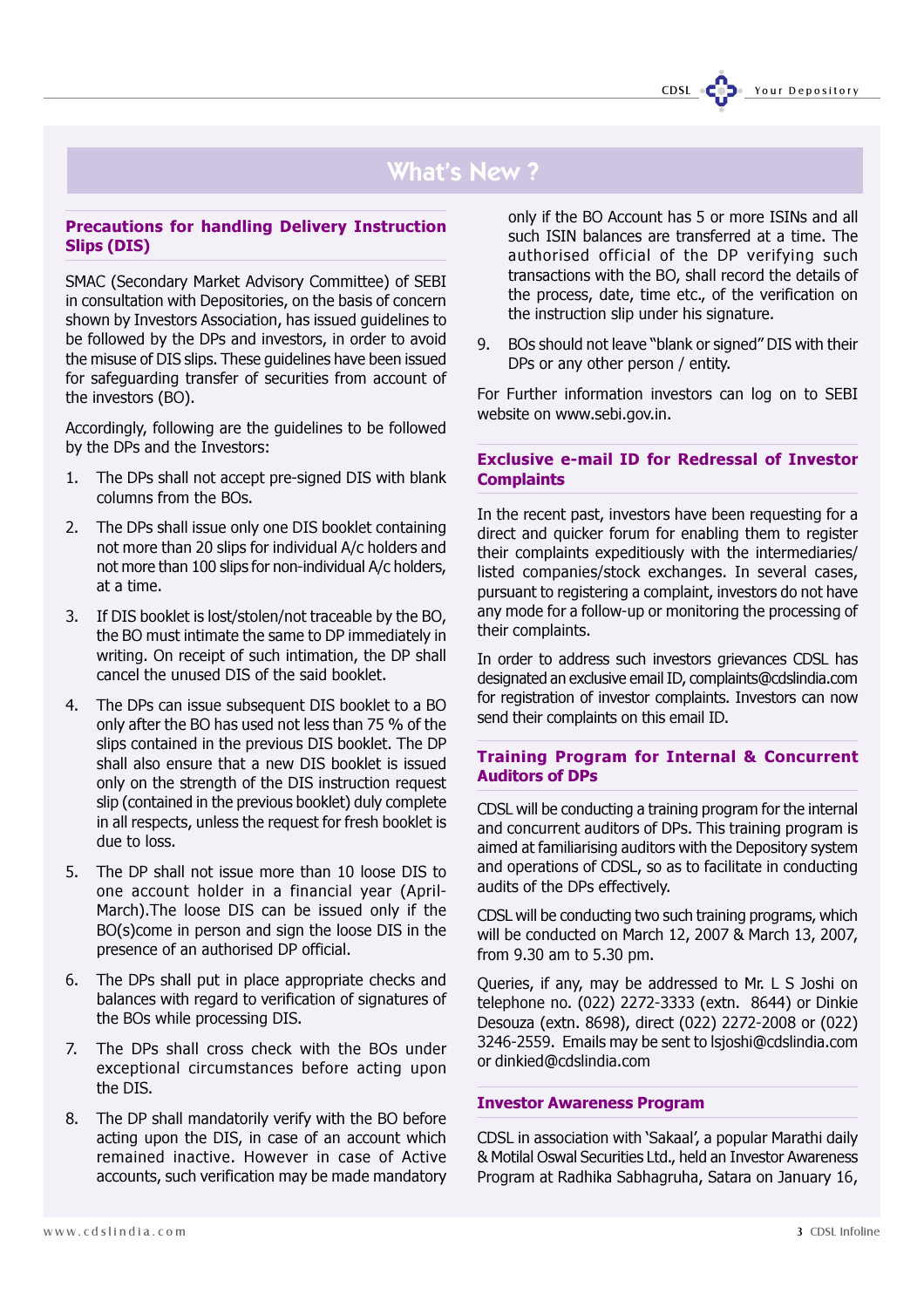# What's New ?

## Precautions for handling Delivery Instruction Slips (DIS)

SMAC (Secondary Market Advisory Committee) of SEBI in consultation with Depositories, on the basis of concern shown by Investors Association, has issued guidelines to be followed by the DPs and investors, in order to avoid the misuse of DIS slips. These guidelines have been issued for safeguarding transfer of securities from account of the investors (BO).

Accordingly, following are the guidelines to be followed by the DPs and the Investors:

1. The DPs shall not accept pre-signed DIS with blank columns from the BOs.
2. The DPs shall issue only one DIS booklet containing not more than 20 slips for individual A/c holders and not more than 100 slips for non-individual A/c holders, at a time.
3. If DIS booklet is lost/stolen/not traceable by the BO, the BO must intimate the same to DP immediately in writing. On receipt of such intimation, the DP shall cancel the unused DIS of the said booklet.
4. The DPs can issue subsequent DIS booklet to a BO only after the BO has used not less than 75 % of the slips contained in the previous DIS booklet. The DP shall also ensure that a new DIS booklet is issued only on the strength of the DIS instruction request slip (contained in the previous booklet) duly complete in all respects, unless the request for fresh booklet is due to loss.
5. The DP shall not issue more than 10 loose DIS to one account holder in a financial year (April-March).The loose DIS can be issued only if the BO(s)come in person and sign the loose DIS in the presence of an authorised DP official.
6. The DPs shall put in place appropriate checks and balances with regard to verification of signatures of the BOs while processing DIS.
7. The DPs shall cross check with the BOs under exceptional circumstances before acting upon the DIS.
8. The DP shall mandatorily verify with the BO before acting upon the DIS, in case of an account which remained inactive. However in case of Active accounts, such verification may be made mandatory only if the BO Account has 5 or more ISINs and all such ISIN balances are transferred at a time. The authorised official of the DP verifying such transactions with the BO, shall record the details of the process, date, time etc., of the verification on the instruction slip under his signature.
9. BOs should not leave "blank or signed" DIS with their DPs or any other person / entity.

For Further information investors can log on to SEBI website on www.sebi.gov.in.

## Exclusive e-mail ID for Redressal of Investor Complaints

In the recent past, investors have been requesting for a direct and quicker forum for enabling them to register their complaints expeditiously with the intermediaries/ listed companies/stock exchanges. In several cases, pursuant to registering a complaint, investors do not have any mode for a follow-up or monitoring the processing of their complaints.

In order to address such investors grievances CDSL has designated an exclusive email ID, complaints@cdslindia.com for registration of investor complaints. Investors can now send their complaints on this email ID.

## Training Program for Internal & Concurrent Auditors of DPs

CDSL will be conducting a training program for the internal and concurrent auditors of DPs. This training program is aimed at familiarising auditors with the Depository system and operations of CDSL, so as to facilitate in conducting audits of the DPs effectively.

CDSL will be conducting two such training programs, which will be conducted on March 12, 2007 & March 13, 2007, from 9.30 am to 5.30 pm.

Queries, if any, may be addressed to Mr. L S Joshi on telephone no. (022) 2272-3333 (extn. 8644) or Dinkie Desouza (extn. 8698), direct (022) 2272-2008 or (022) 3246-2559. Emails may be sent to lsjoshi@cdslindia.com or dinkied@cdslindia.com

## Investor Awareness Program

CDSL in association with 'Sakaal', a popular Marathi daily & Motilal Oswal Securities Ltd., held an Investor Awareness Program at Radhika Sabhagruha, Satara on January 16,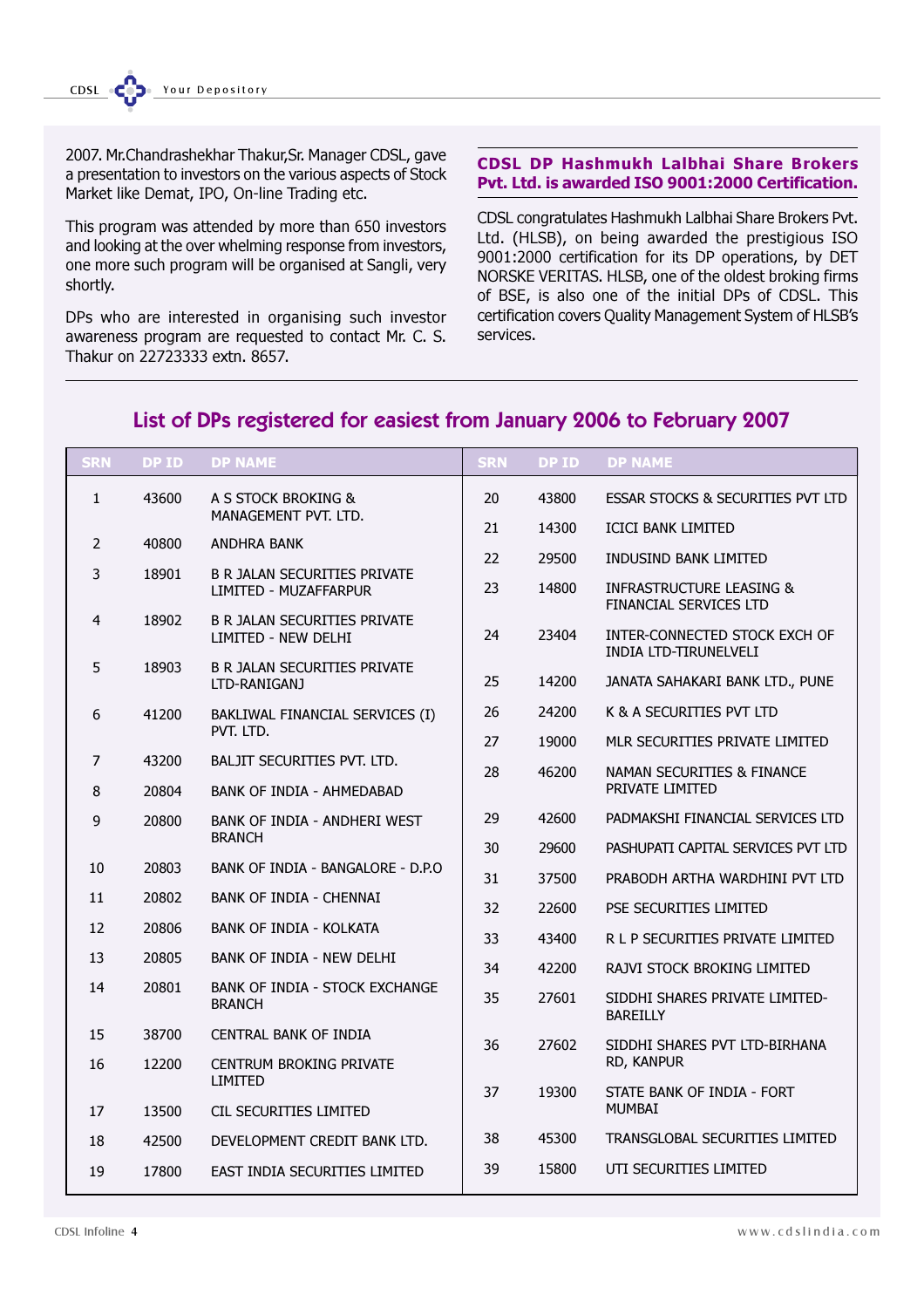2007. Mr.Chandrashekhar Thakur,Sr. Manager CDSL, gave a presentation to investors on the various aspects of Stock Market like Demat, IPO, On-line Trading etc.

This program was attended by more than 650 investors and looking at the over whelming response from investors, one more such program will be organised at Sangli, very shortly.

DPs who are interested in organising such investor awareness program are requested to contact Mr. C. S. Thakur on 22723333 extn. 8657.

## CDSL DP Hashmukh Lalbhai Share Brokers Pvt. Ltd. is awarded ISO 9001:2000 Certification.

CDSL congratulates Hashmukh Lalbhai Share Brokers Pvt. Ltd. (HLSB), on being awarded the prestigious ISO 9001:2000 certification for its DP operations, by DET NORSKE VERITAS. HLSB, one of the oldest broking firms of BSE, is also one of the initial DPs of CDSL. This certification covers Quality Management System of HLSB's services.

## List of DPs registered for easiest from January 2006 to February 2007

| SRN | DP ID | DP NAME |
|---|---|---|
| 1 | 43600 | A S STOCK BROKING & MANAGEMENT PVT. LTD. |
| 2 | 40800 | ANDHRA BANK |
| 3 | 18901 | B R JALAN SECURITIES PRIVATE LIMITED - MUZAFFARPUR |
| 4 | 18902 | B R JALAN SECURITIES PRIVATE LIMITED - NEW DELHI |
| 5 | 18903 | B R JALAN SECURITIES PRIVATE LTD-RANIGANJ |
| 6 | 41200 | BAKLIWAL FINANCIAL SERVICES (I) PVT. LTD. |
| 7 | 43200 | BALJIT SECURITIES PVT. LTD. |
| 8 | 20804 | BANK OF INDIA - AHMEDABAD |
| 9 | 20800 | BANK OF INDIA - ANDHERI WEST BRANCH |
| 10 | 20803 | BANK OF INDIA - BANGALORE - D.P.O |
| 11 | 20802 | BANK OF INDIA - CHENNAI |
| 12 | 20806 | BANK OF INDIA - KOLKATA |
| 13 | 20805 | BANK OF INDIA - NEW DELHI |
| 14 | 20801 | BANK OF INDIA - STOCK EXCHANGE BRANCH |
| 15 | 38700 | CENTRAL BANK OF INDIA |
| 16 | 12200 | CENTRUM BROKING PRIVATE LIMITED |
| 17 | 13500 | CIL SECURITIES LIMITED |
| 18 | 42500 | DEVELOPMENT CREDIT BANK LTD. |
| 19 | 17800 | EAST INDIA SECURITIES LIMITED |
| 20 | 43800 | ESSAR STOCKS & SECURITIES PVT LTD |
| 21 | 14300 | ICICI BANK LIMITED |
| 22 | 29500 | INDUSIND BANK LIMITED |
| 23 | 14800 | INFRASTRUCTURE LEASING & FINANCIAL SERVICES LTD |
| 24 | 23404 | INTER-CONNECTED STOCK EXCH OF INDIA LTD-TIRUNELVELI |
| 25 | 14200 | JANATA SAHAKARI BANK LTD., PUNE |
| 26 | 24200 | K & A SECURITIES PVT LTD |
| 27 | 19000 | MLR SECURITIES PRIVATE LIMITED |
| 28 | 46200 | NAMAN SECURITIES & FINANCE PRIVATE LIMITED |
| 29 | 42600 | PADMAKSHI FINANCIAL SERVICES LTD |
| 30 | 29600 | PASHUPATI CAPITAL SERVICES PVT LTD |
| 31 | 37500 | PRABODH ARTHA WARDHINI PVT LTD |
| 32 | 22600 | PSE SECURITIES LIMITED |
| 33 | 43400 | R L P SECURITIES PRIVATE LIMITED |
| 34 | 42200 | RAJVI STOCK BROKING LIMITED |
| 35 | 27601 | SIDDHI SHARES PRIVATE LIMITED-BAREILLY |
| 36 | 27602 | SIDDHI SHARES PVT LTD-BIRHANA RD, KANPUR |
| 37 | 19300 | STATE BANK OF INDIA - FORT MUMBAI |
| 38 | 45300 | TRANSGLOBAL SECURITIES LIMITED |
| 39 | 15800 | UTI SECURITIES LIMITED |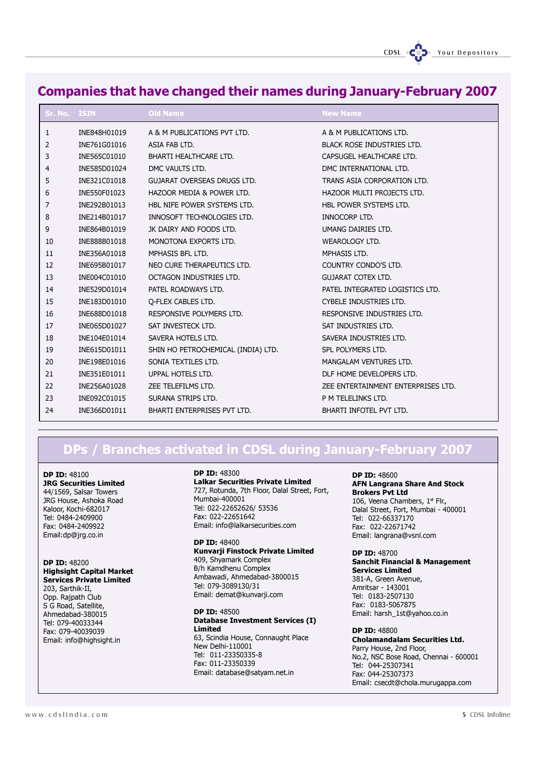## Companies that have changed their names during January-February 2007

| Sr. No. | ISIN | Old Name | New Name |
|---|---|---|---|
| 1 | INE848H01019 | A & M PUBLICATIONS PVT LTD. | A & M PUBLICATIONS LTD. |
| 2 | INE761G01016 | ASIA FAB LTD. | BLACK ROSE INDUSTRIES LTD. |
| 3 | INE565C01010 | BHARTI HEALTHCARE LTD. | CAPSUGEL HEALTHCARE LTD. |
| 4 | INE585D01024 | DMC VAULTS LTD. | DMC INTERNATIONAL LTD. |
| 5 | INE321C01018 | GUJARAT OVERSEAS DRUGS LTD. | TRANS ASIA CORPORATION LTD. |
| 6 | INE550F01023 | HAZOOR MEDIA & POWER LTD. | HAZOOR MULTI PROJECTS LTD. |
| 7 | INE292B01013 | HBL NIFE POWER SYSTEMS LTD. | HBL POWER SYSTEMS LTD. |
| 8 | INE214B01017 | INNOSOFT TECHNOLOGIES LTD. | INNOCORP LTD. |
| 9 | INE864B01019 | JK DAIRY AND FOODS LTD. | UMANG DAIRIES LTD. |
| 10 | INE888B01018 | MONOTONA EXPORTS LTD. | WEAROLOGY LTD. |
| 11 | INE356A01018 | MPHASIS BFL LTD. | MPHASIS LTD. |
| 12 | INE695B01017 | NEO CURE THERAPEUTICS LTD. | COUNTRY CONDO'S LTD. |
| 13 | INE004C01010 | OCTAGON INDUSTRIES LTD. | GUJARAT COTEX LTD. |
| 14 | INE529D01014 | PATEL ROADWAYS LTD. | PATEL INTEGRATED LOGISTICS LTD. |
| 15 | INE183D01010 | Q-FLEX CABLES LTD. | CYBELE INDUSTRIES LTD. |
| 16 | INE688D01018 | RESPONSIVE POLYMERS LTD. | RESPONSIVE INDUSTRIES LTD. |
| 17 | INE065D01027 | SAT INVESTECK LTD. | SAT INDUSTRIES LTD. |
| 18 | INE104E01014 | SAVERA HOTELS LTD. | SAVERA INDUSTRIES LTD. |
| 19 | INE615D01011 | SHIN HO PETROCHEMICAL (INDIA) LTD. | SPL POLYMERS LTD. |
| 20 | INE198E01016 | SONIA TEXTILES LTD. | MANGALAM VENTURES LTD. |
| 21 | INE351E01011 | UPPAL HOTELS LTD. | DLF HOME DEVELOPERS LTD. |
| 22 | INE256A01028 | ZEE TELEFILMS LTD. | ZEE ENTERTAINMENT ENTERPRISES LTD. |
| 23 | INE092C01015 | SURANA STRIPS LTD. | P M TELELINKS LTD. |
| 24 | INE366D01011 | BHARTI ENTERPRISES PVT LTD. | BHARTI INFOTEL PVT LTD. |

## DPs / Branches activated in CDSL during January-February 2007

**DP ID:** 48100
**JRG Securities Limited**
44/1569, Salsar Towers
JRG House, Ashoka Road
Kaloor, Kochi-682017
Tel: 0484-2409900
Fax: 0484-2409922
Email:dp@jrg.co.in

**DP ID:** 48200
**Highsight Capital Market Services Private Limited**
203, Sarthik-II,
Opp. Rajpath Club
S G Road, Satellite,
Ahmedabad-380015
Tel: 079-40033344
Fax: 079-40039039
Email: info@highsight.in

**DP ID:** 48300
**Lalkar Securities Private Limited**
727, Rotunda, 7th Floor, Dalal Street, Fort,
Mumbai-400001
Tel: 022-22652626/ 53536
Fax: 022-22651642
Email: info@lalkarsecurities.com

**DP ID:** 48400
**Kunvarji Finstock Private Limited**
409, Shyamark Complex
B/h Kamdhenu Complex
Ambawadi, Ahmedabad-3800015
Tel: 079-3089130/31
Email: demat@kunvarji.com

**DP ID:** 48500
**Database Investment Services (I) Limited**
63, Scindia House, Connaught Place
New Delhi-110001
Tel: 011-23350335-8
Fax: 011-23350339
Email: database@satyam.net.in

**DP ID:** 48600
**AFN Langrana Share And Stock Brokers Pvt Ltd**
106, Veena Chambers, 1st Flr.,
Dalal Street, Fort, Mumbai - 400001
Tel: 022-66337170
Fax: 022-22671742
Email: langrana@vsnl.com

**DP ID:** 48700
**Sanchit Financial & Management Services Limited**
381-A, Green Avenue,
Amritsar - 143001
Tel: 0183-2507130
Fax: 0183-5067875
Email: harsh_1st@yahoo.co.in

**DP ID:** 48800
**Cholamandalam Securities Ltd.**
Parry House, 2nd Floor,
No.2, NSC Bose Road, Chennai - 600001
Tel: 044-25307341
Fax: 044-25307373
Email: csecdt@chola.murugappa.com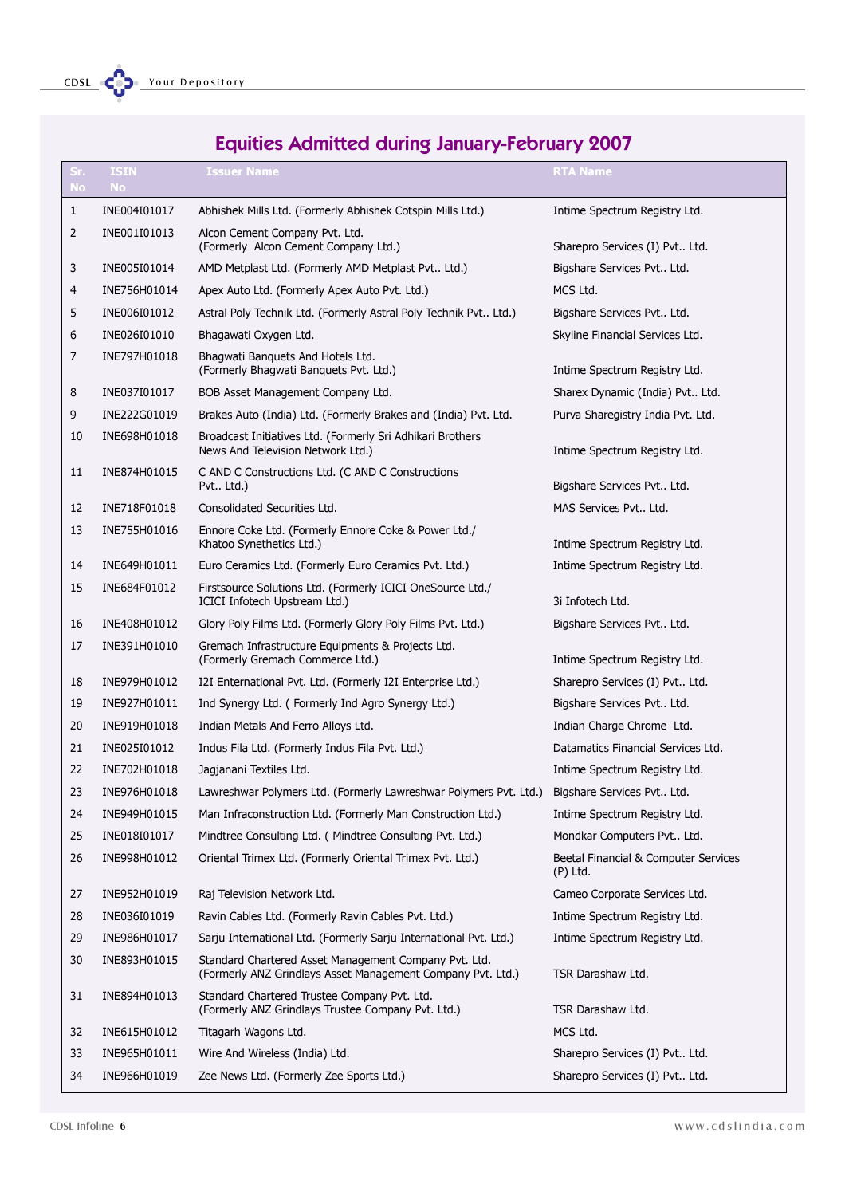# Equities Admitted during January-February 2007

| Sr. No | ISIN No | Issuer Name | RTA Name |
|---|---|---|---|
| 1 | INE004I01017 | Abhishek Mills Ltd. (Formerly Abhishek Cotspin Mills Ltd.) | Intime Spectrum Registry Ltd. |
| 2 | INE001I01013 | Alcon Cement Company Pvt. Ltd. (Formerly Alcon Cement Company Ltd.) | Sharepro Services (I) Pvt.. Ltd. |
| 3 | INE005I01014 | AMD Metplast Ltd. (Formerly AMD Metplast Pvt.. Ltd.) | Bigshare Services Pvt.. Ltd. |
| 4 | INE756H01014 | Apex Auto Ltd. (Formerly Apex Auto Pvt. Ltd.) | MCS Ltd. |
| 5 | INE006I01012 | Astral Poly Technik Ltd. (Formerly Astral Poly Technik Pvt.. Ltd.) | Bigshare Services Pvt.. Ltd. |
| 6 | INE026I01010 | Bhagawati Oxygen Ltd. | Skyline Financial Services Ltd. |
| 7 | INE797H01018 | Bhagwati Banquets And Hotels Ltd. (Formerly Bhagwati Banquets Pvt. Ltd.) | Intime Spectrum Registry Ltd. |
| 8 | INE037I01017 | BOB Asset Management Company Ltd. | Sharex Dynamic (India) Pvt.. Ltd. |
| 9 | INE222G01019 | Brakes Auto (India) Ltd. (Formerly Brakes and (India) Pvt. Ltd. | Purva Sharegistry India Pvt. Ltd. |
| 10 | INE698H01018 | Broadcast Initiatives Ltd. (Formerly Sri Adhikari Brothers News And Television Network Ltd.) | Intime Spectrum Registry Ltd. |
| 11 | INE874H01015 | C AND C Constructions Ltd. (C AND C Constructions Pvt.. Ltd.) | Bigshare Services Pvt.. Ltd. |
| 12 | INE718F01018 | Consolidated Securities Ltd. | MAS Services Pvt.. Ltd. |
| 13 | INE755H01016 | Ennore Coke Ltd. (Formerly Ennore Coke & Power Ltd./ Khatoo Synethetics Ltd.) | Intime Spectrum Registry Ltd. |
| 14 | INE649H01011 | Euro Ceramics Ltd. (Formerly Euro Ceramics Pvt. Ltd.) | Intime Spectrum Registry Ltd. |
| 15 | INE684F01012 | Firstsource Solutions Ltd. (Formerly ICICI OneSource Ltd./ ICICI Infotech Upstream Ltd.) | 3i Infotech Ltd. |
| 16 | INE408H01012 | Glory Poly Films Ltd. (Formerly Glory Poly Films Pvt. Ltd.) | Bigshare Services Pvt.. Ltd. |
| 17 | INE391H01010 | Gremach Infrastructure Equipments & Projects Ltd. (Formerly Gremach Commerce Ltd.) | Intime Spectrum Registry Ltd. |
| 18 | INE979H01012 | I2I Enternational Pvt. Ltd. (Formerly I2I Enterprise Ltd.) | Sharepro Services (I) Pvt.. Ltd. |
| 19 | INE927H01011 | Ind Synergy Ltd. ( Formerly Ind Agro Synergy Ltd.) | Bigshare Services Pvt.. Ltd. |
| 20 | INE919H01018 | Indian Metals And Ferro Alloys Ltd. | Indian Charge Chrome Ltd. |
| 21 | INE025I01012 | Indus Fila Ltd. (Formerly Indus Fila Pvt. Ltd.) | Datamatics Financial Services Ltd. |
| 22 | INE702H01018 | Jagjanani Textiles Ltd. | Intime Spectrum Registry Ltd. |
| 23 | INE976H01018 | Lawreshwar Polymers Ltd. (Formerly Lawreshwar Polymers Pvt. Ltd.) | Bigshare Services Pvt.. Ltd. |
| 24 | INE949H01015 | Man Infraconstruction Ltd. (Formerly Man Construction Ltd.) | Intime Spectrum Registry Ltd. |
| 25 | INE018I01017 | Mindtree Consulting Ltd. ( Mindtree Consulting Pvt. Ltd.) | Mondkar Computers Pvt.. Ltd. |
| 26 | INE998H01012 | Oriental Trimex Ltd. (Formerly Oriental Trimex Pvt. Ltd.) | Beetal Financial & Computer Services (P) Ltd. |
| 27 | INE952H01019 | Raj Television Network Ltd. | Cameo Corporate Services Ltd. |
| 28 | INE036I01019 | Ravin Cables Ltd. (Formerly Ravin Cables Pvt. Ltd.) | Intime Spectrum Registry Ltd. |
| 29 | INE986H01017 | Sarju International Ltd. (Formerly Sarju International Pvt. Ltd.) | Intime Spectrum Registry Ltd. |
| 30 | INE893H01015 | Standard Chartered Asset Management Company Pvt. Ltd. (Formerly ANZ Grindlays Asset Management Company Pvt. Ltd.) | TSR Darashaw Ltd. |
| 31 | INE894H01013 | Standard Chartered Trustee Company Pvt. Ltd. (Formerly ANZ Grindlays Trustee Company Pvt. Ltd.) | TSR Darashaw Ltd. |
| 32 | INE615H01012 | Titagarh Wagons Ltd. | MCS Ltd. |
| 33 | INE965H01011 | Wire And Wireless (India) Ltd. | Sharepro Services (I) Pvt.. Ltd. |
| 34 | INE966H01019 | Zee News Ltd. (Formerly Zee Sports Ltd.) | Sharepro Services (I) Pvt.. Ltd. |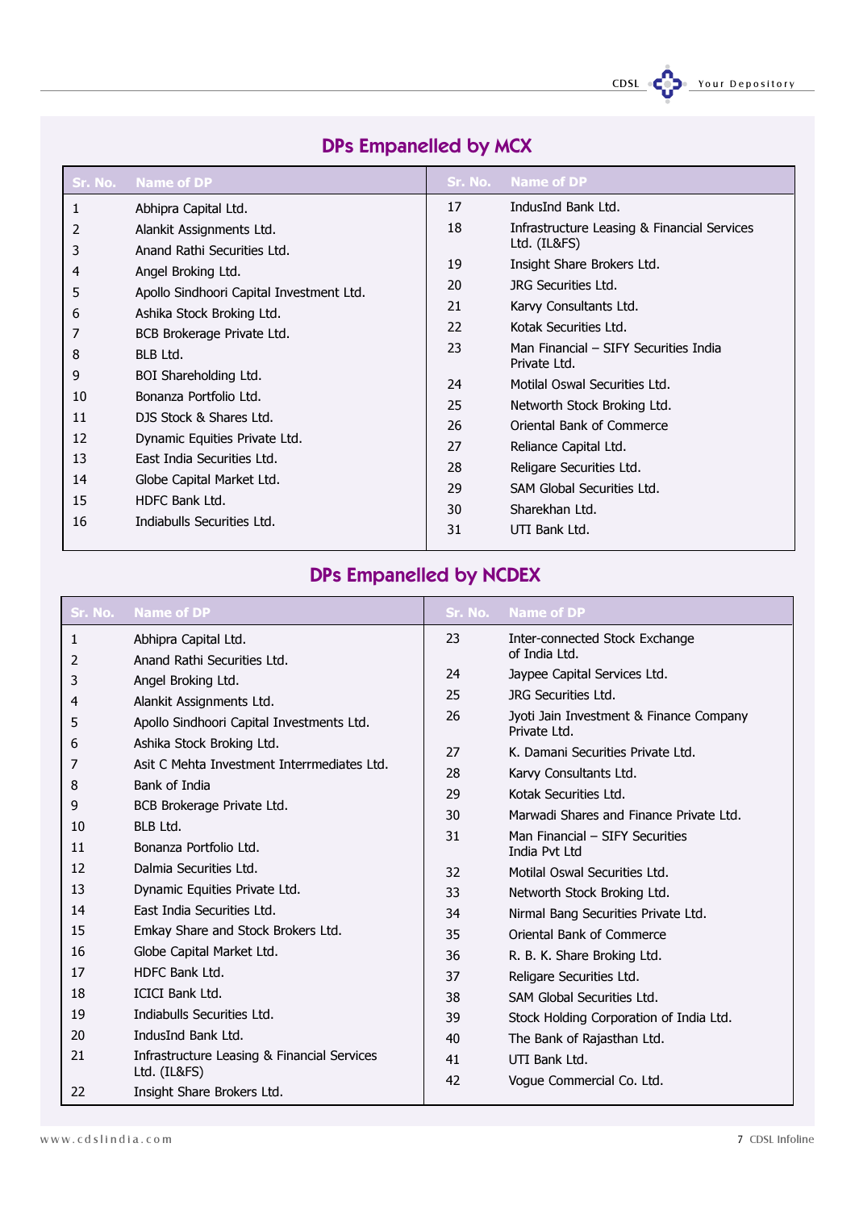## DPs Empanelled by MCX

| Sr. No. | Name of DP | Sr. No. | Name of DP |
|---|---|---|---|
| 1 | Abhipra Capital Ltd. | 17 | IndusInd Bank Ltd. |
| 2 | Alankit Assignments Ltd. | 18 | Infrastructure Leasing & Financial Services Ltd. (IL&FS) |
| 3 | Anand Rathi Securities Ltd. | 19 | Insight Share Brokers Ltd. |
| 4 | Angel Broking Ltd. | 20 | JRG Securities Ltd. |
| 5 | Apollo Sindhoori Capital Investment Ltd. | 21 | Karvy Consultants Ltd. |
| 6 | Ashika Stock Broking Ltd. | 22 | Kotak Securities Ltd. |
| 7 | BCB Brokerage Private Ltd. | 23 | Man Financial – SIFY Securities India Private Ltd. |
| 8 | BLB Ltd. | 24 | Motilal Oswal Securities Ltd. |
| 9 | BOI Shareholding Ltd. | 25 | Networth Stock Broking Ltd. |
| 10 | Bonanza Portfolio Ltd. | 26 | Oriental Bank of Commerce |
| 11 | DJS Stock & Shares Ltd. | 27 | Reliance Capital Ltd. |
| 12 | Dynamic Equities Private Ltd. | 28 | Religare Securities Ltd. |
| 13 | East India Securities Ltd. | 29 | SAM Global Securities Ltd. |
| 14 | Globe Capital Market Ltd. | 30 | Sharekhan Ltd. |
| 15 | HDFC Bank Ltd. | 31 | UTI Bank Ltd. |
| 16 | Indiabulls Securities Ltd. | | |

## DPs Empanelled by NCDEX

| Sr. No. | Name of DP | Sr. No. | Name of DP |
|---|---|---|---|
| 1 | Abhipra Capital Ltd. | 23 | Inter-connected Stock Exchange of India Ltd. |
| 2 | Anand Rathi Securities Ltd. | 24 | Jaypee Capital Services Ltd. |
| 3 | Angel Broking Ltd. | 25 | JRG Securities Ltd. |
| 4 | Alankit Assignments Ltd. | 26 | Jyoti Jain Investment & Finance Company Private Ltd. |
| 5 | Apollo Sindhoori Capital Investments Ltd. | 27 | K. Damani Securities Private Ltd. |
| 6 | Ashika Stock Broking Ltd. | 28 | Karvy Consultants Ltd. |
| 7 | Asit C Mehta Investment Interrmediates Ltd. | 29 | Kotak Securities Ltd. |
| 8 | Bank of India | 30 | Marwadi Shares and Finance Private Ltd. |
| 9 | BCB Brokerage Private Ltd. | 31 | Man Financial – SIFY Securities India Pvt Ltd |
| 10 | BLB Ltd. | 32 | Motilal Oswal Securities Ltd. |
| 11 | Bonanza Portfolio Ltd. | 33 | Networth Stock Broking Ltd. |
| 12 | Dalmia Securities Ltd. | 34 | Nirmal Bang Securities Private Ltd. |
| 13 | Dynamic Equities Private Ltd. | 35 | Oriental Bank of Commerce |
| 14 | East India Securities Ltd. | 36 | R. B. K. Share Broking Ltd. |
| 15 | Emkay Share and Stock Brokers Ltd. | 37 | Religare Securities Ltd. |
| 16 | Globe Capital Market Ltd. | 38 | SAM Global Securities Ltd. |
| 17 | HDFC Bank Ltd. | 39 | Stock Holding Corporation of India Ltd. |
| 18 | ICICI Bank Ltd. | 40 | The Bank of Rajasthan Ltd. |
| 19 | Indiabulls Securities Ltd. | 41 | UTI Bank Ltd. |
| 20 | IndusInd Bank Ltd. | 42 | Vogue Commercial Co. Ltd. |
| 21 | Infrastructure Leasing & Financial Services Ltd. (IL&FS) | | |
| 22 | Insight Share Brokers Ltd. | | |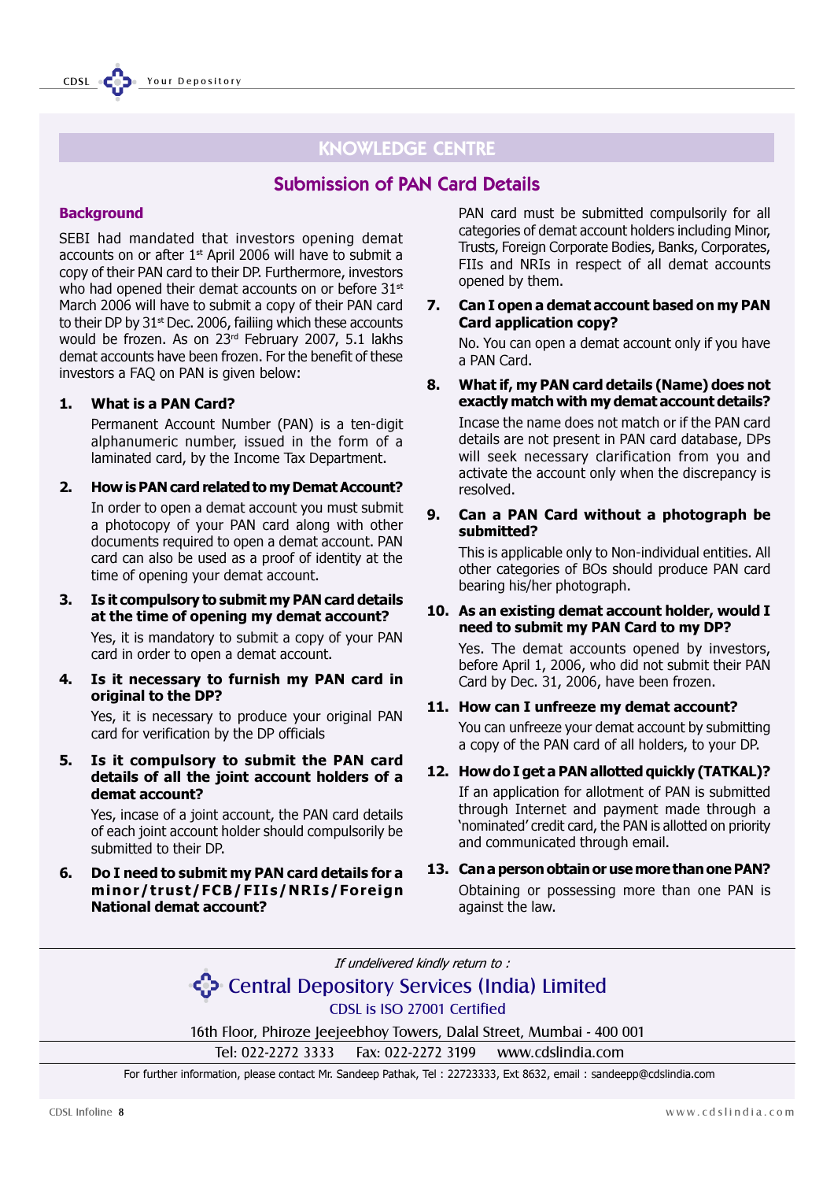## KNOWLEDGE CENTRE

### Submission of PAN Card Details

**Background**

SEBI had mandated that investors opening demat accounts on or after 1st April 2006 will have to submit a copy of their PAN card to their DP. Furthermore, investors who had opened their demat accounts on or before 31st March 2006 will have to submit a copy of their PAN card to their DP by 31st Dec. 2006, failiing which these accounts would be frozen. As on 23rd February 2007, 5.1 lakhs demat accounts have been frozen. For the benefit of these investors a FAQ on PAN is given below:

1. **What is a PAN Card?**

   Permanent Account Number (PAN) is a ten-digit alphanumeric number, issued in the form of a laminated card, by the Income Tax Department.

2. **How is PAN card related to my Demat Account?**

   In order to open a demat account you must submit a photocopy of your PAN card along with other documents required to open a demat account. PAN card can also be used as a proof of identity at the time of opening your demat account.

3. **Is it compulsory to submit my PAN card details at the time of opening my demat account?**

   Yes, it is mandatory to submit a copy of your PAN card in order to open a demat account.

4. **Is it necessary to furnish my PAN card in original to the DP?**

   Yes, it is necessary to produce your original PAN card for verification by the DP officials

5. **Is it compulsory to submit the PAN card details of all the joint account holders of a demat account?**

   Yes, incase of a joint account, the PAN card details of each joint account holder should compulsorily be submitted to their DP.

6. **Do I need to submit my PAN card details for a minor/trust/FCB/FIIs/NRIs/Foreign National demat account?**

   PAN card must be submitted compulsorily for all categories of demat account holders including Minor, Trusts, Foreign Corporate Bodies, Banks, Corporates, FIIs and NRIs in respect of all demat accounts opened by them.

7. **Can I open a demat account based on my PAN Card application copy?**

   No. You can open a demat account only if you have a PAN Card.

8. **What if, my PAN card details (Name) does not exactly match with my demat account details?**

   Incase the name does not match or if the PAN card details are not present in PAN card database, DPs will seek necessary clarification from you and activate the account only when the discrepancy is resolved.

9. **Can a PAN Card without a photograph be submitted?**

   This is applicable only to Non-individual entities. All other categories of BOs should produce PAN card bearing his/her photograph.

10. **As an existing demat account holder, would I need to submit my PAN Card to my DP?**

    Yes. The demat accounts opened by investors, before April 1, 2006, who did not submit their PAN Card by Dec. 31, 2006, have been frozen.

11. **How can I unfreeze my demat account?**

    You can unfreeze your demat account by submitting a copy of the PAN card of all holders, to your DP.

12. **How do I get a PAN allotted quickly (TATKAL)?**

    If an application for allotment of PAN is submitted through Internet and payment made through a 'nominated' credit card, the PAN is allotted on priority and communicated through email.

13. **Can a person obtain or use more than one PAN?**

    Obtaining or possessing more than one PAN is against the law.

*If undelivered kindly return to :*

Central Depository Services (India) Limited

CDSL is ISO 27001 Certified

16th Floor, Phiroze Jeejeebhoy Towers, Dalal Street, Mumbai - 400 001

Tel: 022-2272 3333 Fax: 022-2272 3199 www.cdslindia.com

For further information, please contact Mr. Sandeep Pathak, Tel : 22723333, Ext 8632, email : sandeepp@cdslindia.com